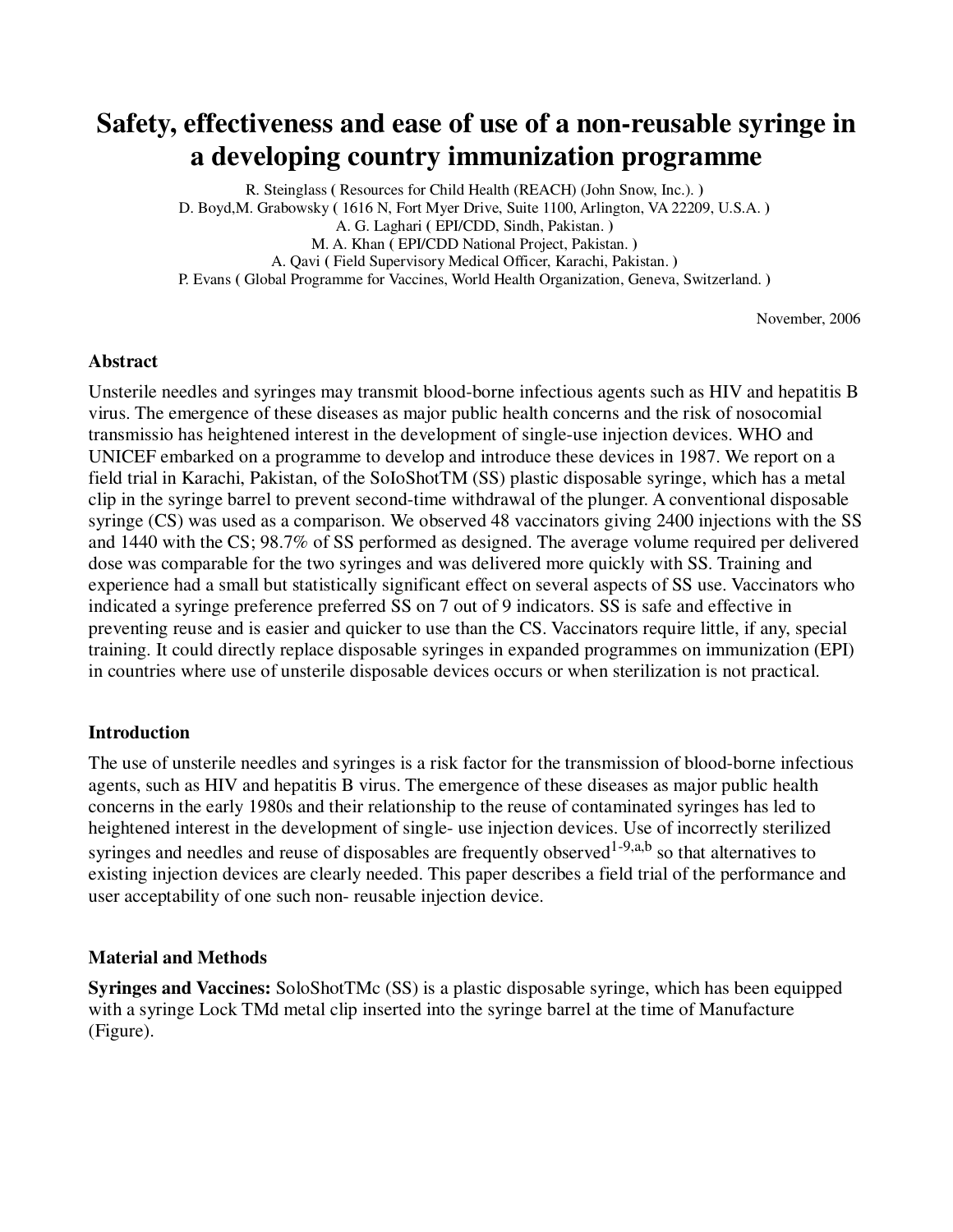# Safety, effectiveness and ease of use of a non-reusable syringe in a developing country immunization programme

R. Steinglass ( Resources for Child Health (REACH) (John Snow, Inc.). )
D. Boyd,M. Grabowsky ( 1616 N, Fort Myer Drive, Suite 1100, Arlington, VA 22209, U.S.A. )
A. G. Laghari ( EPI/CDD, Sindh, Pakistan. )
M. A. Khan ( EPI/CDD National Project, Pakistan. )
A. Qavi ( Field Supervisory Medical Officer, Karachi, Pakistan. )
P. Evans ( Global Programme for Vaccines, World Health Organization, Geneva, Switzerland. )

November, 2006

### Abstract

Unsterile needles and syringes may transmit blood-borne infectious agents such as HIV and hepatitis B virus. The emergence of these diseases as major public health concerns and the risk of nosocomial transmissio has heightened interest in the development of single-use injection devices. WHO and UNICEF embarked on a programme to develop and introduce these devices in 1987. We report on a field trial in Karachi, Pakistan, of the SoloShotTM (SS) plastic disposable syringe, which has a metal clip in the syringe barrel to prevent second-time withdrawal of the plunger. A conventional disposable syringe (CS) was used as a comparison. We observed 48 vaccinators giving 2400 injections with the SS and 1440 with the CS; 98.7% of SS performed as designed. The average volume required per delivered dose was comparable for the two syringes and was delivered more quickly with SS. Training and experience had a small but statistically significant effect on several aspects of SS use. Vaccinators who indicated a syringe preference preferred SS on 7 out of 9 indicators. SS is safe and effective in preventing reuse and is easier and quicker to use than the CS. Vaccinators require little, if any, special training. It could directly replace disposable syringes in expanded programmes on immunization (EPI) in countries where use of unsterile disposable devices occurs or when sterilization is not practical.

### Introduction

The use of unsterile needles and syringes is a risk factor for the transmission of blood-borne infectious agents, such as HIV and hepatitis B virus. The emergence of these diseases as major public health concerns in the early 1980s and their relationship to the reuse of contaminated syringes has led to heightened interest in the development of single- use injection devices. Use of incorrectly sterilized syringes and needles and reuse of disposables are frequently observed[1-9,a,b] so that alternatives to existing injection devices are clearly needed. This paper describes a field trial of the performance and user acceptability of one such non- reusable injection device.

### Material and Methods

**Syringes and Vaccines:** SoloShotTMc (SS) is a plastic disposable syringe, which has been equipped with a syringe Lock TMd metal clip inserted into the syringe barrel at the time of Manufacture (Figure).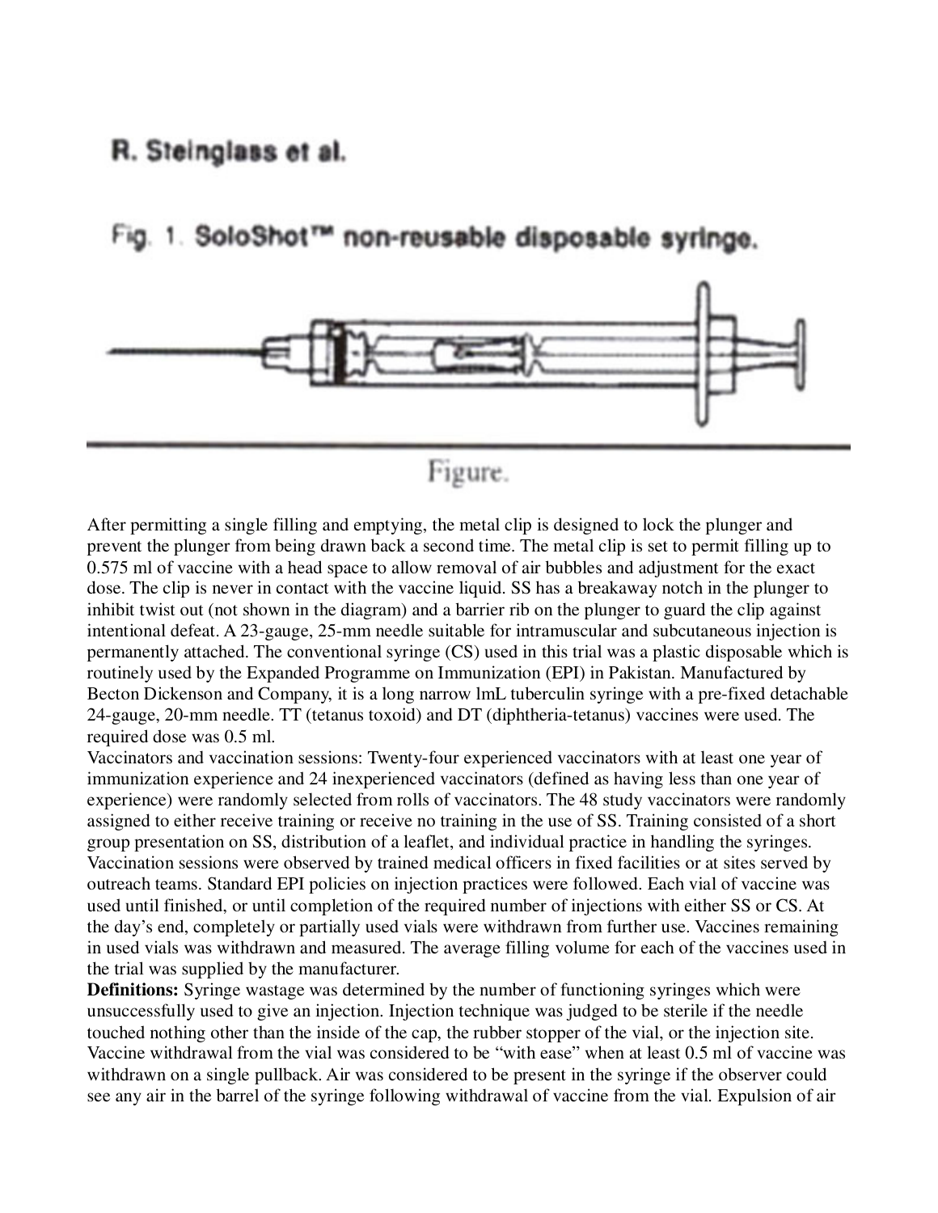Fig. 1. SoloShot™ non-reusable disposable syringe.

Figure.

After permitting a single filling and emptying, the metal clip is designed to lock the plunger and prevent the plunger from being drawn back a second time. The metal clip is set to permit filling up to 0.575 ml of vaccine with a head space to allow removal of air bubbles and adjustment for the exact dose. The clip is never in contact with the vaccine liquid. SS has a breakaway notch in the plunger to inhibit twist out (not shown in the diagram) and a barrier rib on the plunger to guard the clip against intentional defeat. A 23-gauge, 25-mm needle suitable for intramuscular and subcutaneous injection is permanently attached. The conventional syringe (CS) used in this trial was a plastic disposable which is routinely used by the Expanded Programme on Immunization (EPI) in Pakistan. Manufactured by Becton Dickenson and Company, it is a long narrow lmL tuberculin syringe with a pre-fixed detachable 24-gauge, 20-mm needle. TT (tetanus toxoid) and DT (diphtheria-tetanus) vaccines were used. The required dose was 0.5 ml.

Vaccinators and vaccination sessions: Twenty-four experienced vaccinators with at least one year of immunization experience and 24 inexperienced vaccinators (defined as having less than one year of experience) were randomly selected from rolls of vaccinators. The 48 study vaccinators were randomly assigned to either receive training or receive no training in the use of SS. Training consisted of a short group presentation on SS, distribution of a leaflet, and individual practice in handling the syringes. Vaccination sessions were observed by trained medical officers in fixed facilities or at sites served by outreach teams. Standard EPI policies on injection practices were followed. Each vial of vaccine was used until finished, or until completion of the required number of injections with either SS or CS. At the day's end, completely or partially used vials were withdrawn from further use. Vaccines remaining in used vials was withdrawn and measured. The average filling volume for each of the vaccines used in the trial was supplied by the manufacturer.

**Definitions:** Syringe wastage was determined by the number of functioning syringes which were unsuccessfully used to give an injection. Injection technique was judged to be sterile if the needle touched nothing other than the inside of the cap, the rubber stopper of the vial, or the injection site. Vaccine withdrawal from the vial was considered to be "with ease" when at least 0.5 ml of vaccine was withdrawn on a single pullback. Air was considered to be present in the syringe if the observer could see any air in the barrel of the syringe following withdrawal of vaccine from the vial. Expulsion of air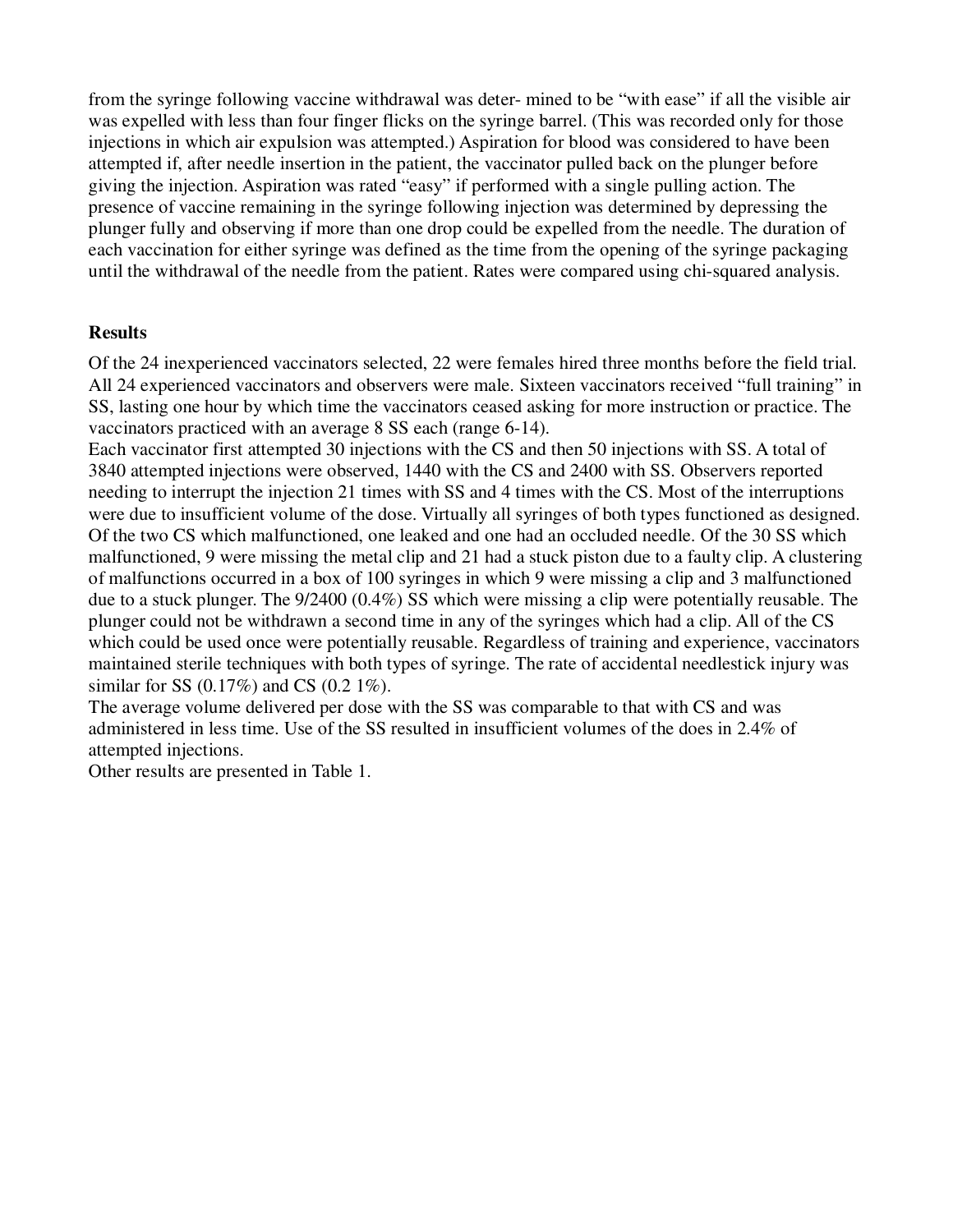from the syringe following vaccine withdrawal was deter- mined to be "with ease" if all the visible air was expelled with less than four finger flicks on the syringe barrel. (This was recorded only for those injections in which air expulsion was attempted.) Aspiration for blood was considered to have been attempted if, after needle insertion in the patient, the vaccinator pulled back on the plunger before giving the injection. Aspiration was rated "easy" if performed with a single pulling action. The presence of vaccine remaining in the syringe following injection was determined by depressing the plunger fully and observing if more than one drop could be expelled from the needle. The duration of each vaccination for either syringe was defined as the time from the opening of the syringe packaging until the withdrawal of the needle from the patient. Rates were compared using chi-squared analysis.

**Results**

Of the 24 inexperienced vaccinators selected, 22 were females hired three months before the field trial. All 24 experienced vaccinators and observers were male. Sixteen vaccinators received "full training" in SS, lasting one hour by which time the vaccinators ceased asking for more instruction or practice. The vaccinators practiced with an average 8 SS each (range 6-14).

Each vaccinator first attempted 30 injections with the CS and then 50 injections with SS. A total of 3840 attempted injections were observed, 1440 with the CS and 2400 with SS. Observers reported needing to interrupt the injection 21 times with SS and 4 times with the CS. Most of the interruptions were due to insufficient volume of the dose. Virtually all syringes of both types functioned as designed. Of the two CS which malfunctioned, one leaked and one had an occluded needle. Of the 30 SS which malfunctioned, 9 were missing the metal clip and 21 had a stuck piston due to a faulty clip. A clustering of malfunctions occurred in a box of 100 syringes in which 9 were missing a clip and 3 malfunctioned due to a stuck plunger. The 9/2400 (0.4%) SS which were missing a clip were potentially reusable. The plunger could not be withdrawn a second time in any of the syringes which had a clip. All of the CS which could be used once were potentially reusable. Regardless of training and experience, vaccinators maintained sterile techniques with both types of syringe. The rate of accidental needlestick injury was similar for SS (0.17%) and CS (0.2 1%).

The average volume delivered per dose with the SS was comparable to that with CS and was administered in less time. Use of the SS resulted in insufficient volumes of the does in 2.4% of attempted injections.

Other results are presented in Table 1.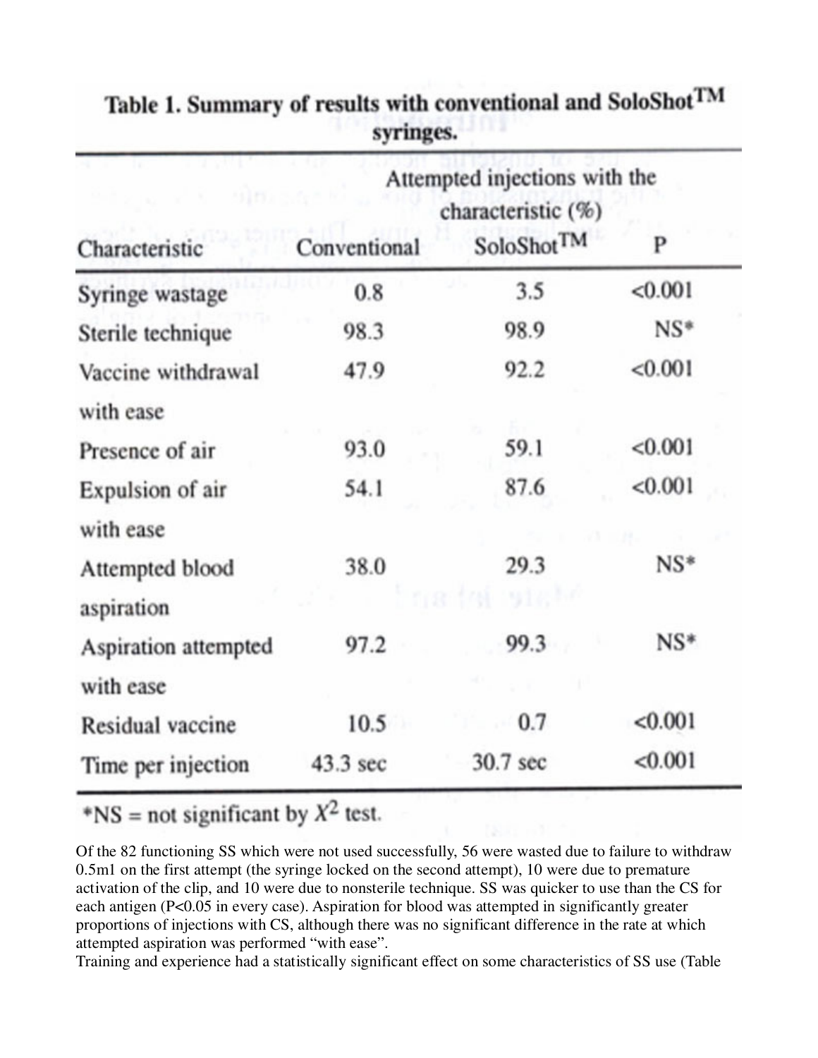**Table 1. Summary of results with conventional and SoloShot™ syringes.**

| Characteristic | Attempted injections with the characteristic (%) | | |
|---|---|---|---|
| | Conventional | SoloShot™ | P |
| Syringe wastage | 0.8 | 3.5 | <0.001 |
| Sterile technique | 98.3 | 98.9 | NS* |
| Vaccine withdrawal with ease | 47.9 | 92.2 | <0.001 |
| Presence of air | 93.0 | 59.1 | <0.001 |
| Expulsion of air with ease | 54.1 | 87.6 | <0.001 |
| Attempted blood aspiration | 38.0 | 29.3 | NS* |
| Aspiration attempted with ease | 97.2 | 99.3 | NS* |
| Residual vaccine | 10.5 | 0.7 | <0.001 |
| Time per injection | 43.3 sec | 30.7 sec | <0.001 |

*NS = not significant by $X^2$ test.

Of the 82 functioning SS which were not used successfully, 56 were wasted due to failure to withdraw 0.5ml on the first attempt (the syringe locked on the second attempt), 10 were due to premature activation of the clip, and 10 were due to nonsterile technique. SS was quicker to use than the CS for each antigen ($P<0.05$ in every case). Aspiration for blood was attempted in significantly greater proportions of injections with CS, although there was no significant difference in the rate at which attempted aspiration was performed "with ease".

Training and experience had a statistically significant effect on some characteristics of SS use (Table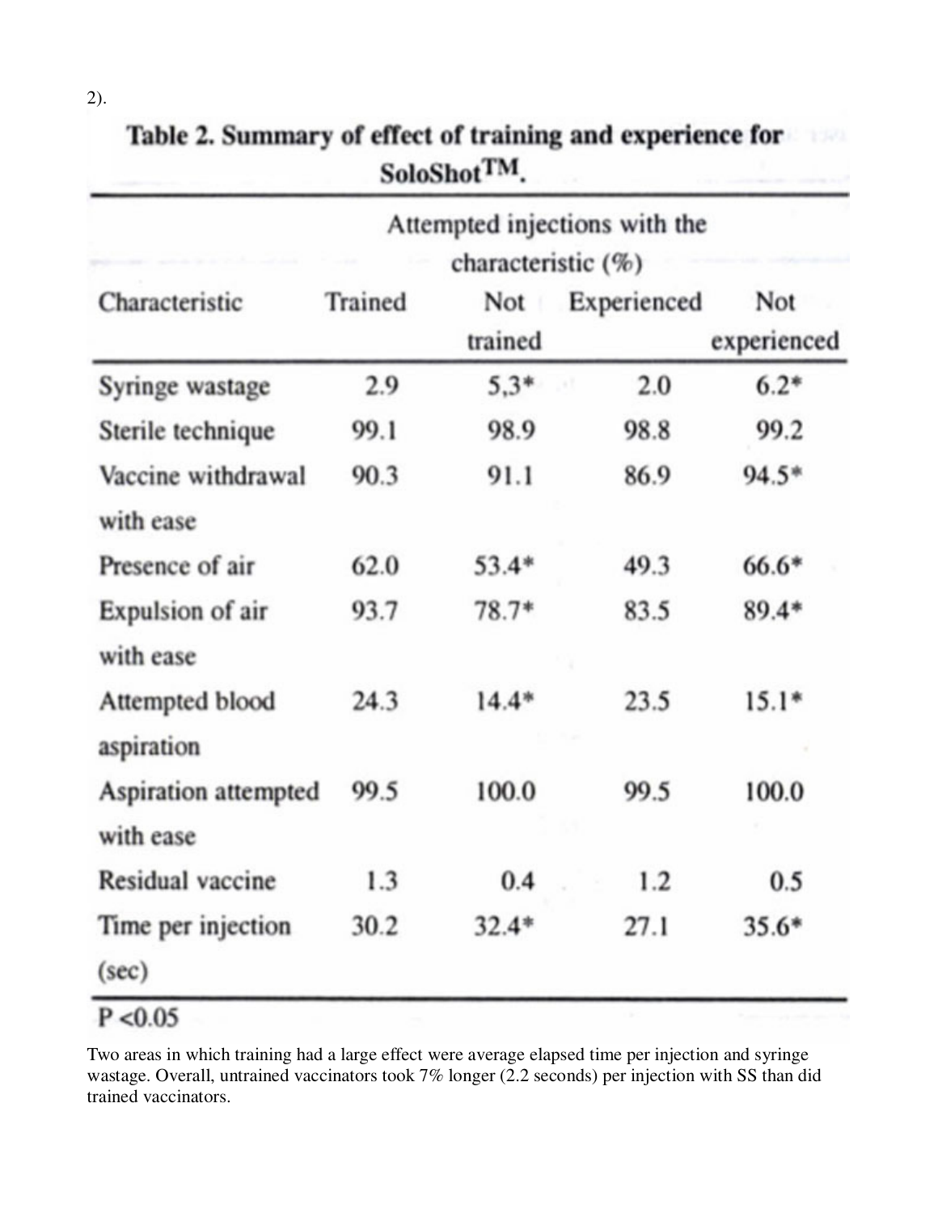2).

**Table 2. Summary of effect of training and experience for SoloShot™.**

| Characteristic | Attempted injections with the characteristic (%) | | | |
|---|---|---|---|---|
| | Trained | Not trained | Experienced | Not experienced |
| Syringe wastage | 2.9 | 5,3* | 2.0 | 6.2* |
| Sterile technique | 99.1 | 98.9 | 98.8 | 99.2 |
| Vaccine withdrawal with ease | 90.3 | 91.1 | 86.9 | 94.5* |
| Presence of air | 62.0 | 53.4* | 49.3 | 66.6* |
| Expulsion of air with ease | 93.7 | 78.7* | 83.5 | 89.4* |
| Attempted blood aspiration | 24.3 | 14.4* | 23.5 | 15.1* |
| Aspiration attempted with ease | 99.5 | 100.0 | 99.5 | 100.0 |
| Residual vaccine | 1.3 | 0.4 | 1.2 | 0.5 |
| Time per injection (sec) | 30.2 | 32.4* | 27.1 | 35.6* |

$P < 0.05$

Two areas in which training had a large effect were average elapsed time per injection and syringe wastage. Overall, untrained vaccinators took 7% longer (2.2 seconds) per injection with SS than did trained vaccinators.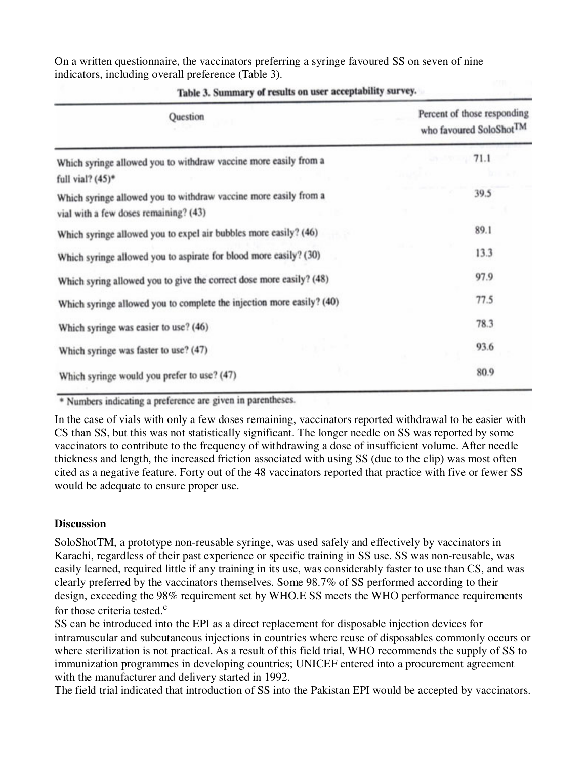On a written questionnaire, the vaccinators preferring a syringe favoured SS on seven of nine indicators, including overall preference (Table 3).

**Table 3. Summary of results on user acceptability survey.**

| Question | Percent of those responding who favoured SoloShot™ |
|---|---|
| Which syringe allowed you to withdraw vaccine more easily from a full vial? (45)* | 71.1 |
| Which syringe allowed you to withdraw vaccine more easily from a vial with a few doses remaining? (43) | 39.5 |
| Which syringe allowed you to expel air bubbles more easily? (46) | 89.1 |
| Which syringe allowed you to aspirate for blood more easily? (30) | 13.3 |
| Which syring allowed you to give the correct dose more easily? (48) | 97.9 |
| Which syringe allowed you to complete the injection more easily? (40) | 77.5 |
| Which syringe was easier to use? (46) | 78.3 |
| Which syringe was faster to use? (47) | 93.6 |
| Which syringe would you prefer to use? (47) | 80.9 |

\* Numbers indicating a preference are given in parentheses.

In the case of vials with only a few doses remaining, vaccinators reported withdrawal to be easier with CS than SS, but this was not statistically significant. The longer needle on SS was reported by some vaccinators to contribute to the frequency of withdrawing a dose of insufficient volume. After needle thickness and length, the increased friction associated with using SS (due to the clip) was most often cited as a negative feature. Forty out of the 48 vaccinators reported that practice with five or fewer SS would be adequate to ensure proper use.

## Discussion

SoloShotTM, a prototype non-reusable syringe, was used safely and effectively by vaccinators in Karachi, regardless of their past experience or specific training in SS use. SS was non-reusable, was easily learned, required little if any training in its use, was considerably faster to use than CS, and was clearly preferred by the vaccinators themselves. Some 98.7% of SS performed according to their design, exceeding the 98% requirement set by WHO.E SS meets the WHO performance requirements for those criteria tested.[c]

SS can be introduced into the EPI as a direct replacement for disposable injection devices for intramuscular and subcutaneous injections in countries where reuse of disposables commonly occurs or where sterilization is not practical. As a result of this field trial, WHO recommends the supply of SS to immunization programmes in developing countries; UNICEF entered into a procurement agreement with the manufacturer and delivery started in 1992.

The field trial indicated that introduction of SS into the Pakistan EPI would be accepted by vaccinators.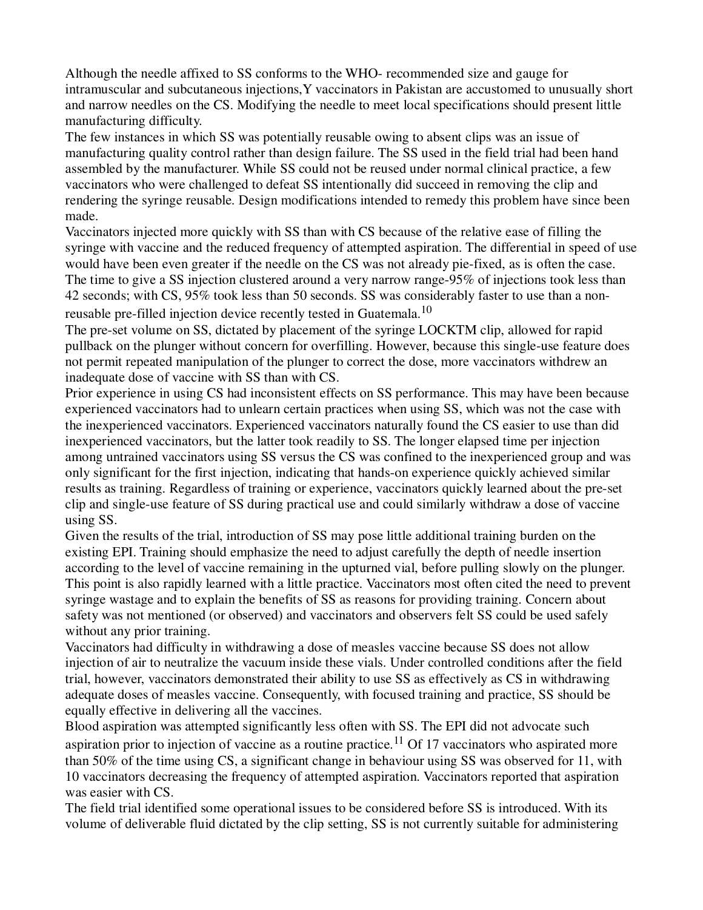Although the needle affixed to SS conforms to the WHO- recommended size and gauge for intramuscular and subcutaneous injections,Y vaccinators in Pakistan are accustomed to unusually short and narrow needles on the CS. Modifying the needle to meet local specifications should present little manufacturing difficulty.

The few instances in which SS was potentially reusable owing to absent clips was an issue of manufacturing quality control rather than design failure. The SS used in the field trial had been hand assembled by the manufacturer. While SS could not be reused under normal clinical practice, a few vaccinators who were challenged to defeat SS intentionally did succeed in removing the clip and rendering the syringe reusable. Design modifications intended to remedy this problem have since been made.

Vaccinators injected more quickly with SS than with CS because of the relative ease of filling the syringe with vaccine and the reduced frequency of attempted aspiration. The differential in speed of use would have been even greater if the needle on the CS was not already pie-fixed, as is often the case. The time to give a SS injection clustered around a very narrow range-95% of injections took less than 42 seconds; with CS, 95% took less than 50 seconds. SS was considerably faster to use than a non-reusable pre-filled injection device recently tested in Guatemala.[10]

The pre-set volume on SS, dictated by placement of the syringe LOCKTM clip, allowed for rapid pullback on the plunger without concern for overfilling. However, because this single-use feature does not permit repeated manipulation of the plunger to correct the dose, more vaccinators withdrew an inadequate dose of vaccine with SS than with CS.

Prior experience in using CS had inconsistent effects on SS performance. This may have been because experienced vaccinators had to unlearn certain practices when using SS, which was not the case with the inexperienced vaccinators. Experienced vaccinators naturally found the CS easier to use than did inexperienced vaccinators, but the latter took readily to SS. The longer elapsed time per injection among untrained vaccinators using SS versus the CS was confined to the inexperienced group and was only significant for the first injection, indicating that hands-on experience quickly achieved similar results as training. Regardless of training or experience, vaccinators quickly learned about the pre-set clip and single-use feature of SS during practical use and could similarly withdraw a dose of vaccine using SS.

Given the results of the trial, introduction of SS may pose little additional training burden on the existing EPI. Training should emphasize the need to adjust carefully the depth of needle insertion according to the level of vaccine remaining in the upturned vial, before pulling slowly on the plunger. This point is also rapidly learned with a little practice. Vaccinators most often cited the need to prevent syringe wastage and to explain the benefits of SS as reasons for providing training. Concern about safety was not mentioned (or observed) and vaccinators and observers felt SS could be used safely without any prior training.

Vaccinators had difficulty in withdrawing a dose of measles vaccine because SS does not allow injection of air to neutralize the vacuum inside these vials. Under controlled conditions after the field trial, however, vaccinators demonstrated their ability to use SS as effectively as CS in withdrawing adequate doses of measles vaccine. Consequently, with focused training and practice, SS should be equally effective in delivering all the vaccines.

Blood aspiration was attempted significantly less often with SS. The EPI did not advocate such aspiration prior to injection of vaccine as a routine practice.[11] Of 17 vaccinators who aspirated more than 50% of the time using CS, a significant change in behaviour using SS was observed for 11, with 10 vaccinators decreasing the frequency of attempted aspiration. Vaccinators reported that aspiration was easier with CS.

The field trial identified some operational issues to be considered before SS is introduced. With its volume of deliverable fluid dictated by the clip setting, SS is not currently suitable for administering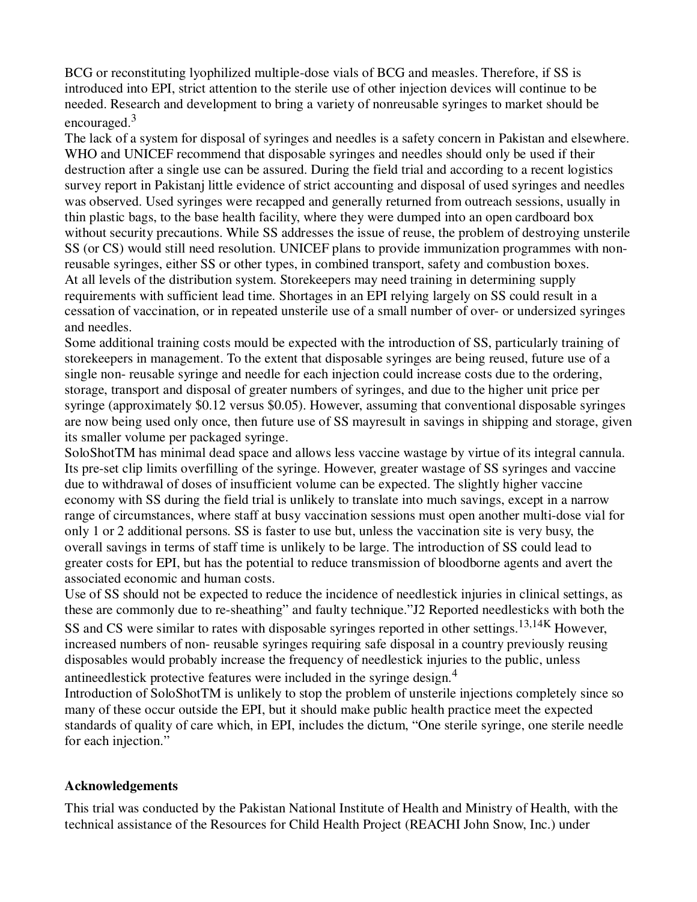BCG or reconstituting lyophilized multiple-dose vials of BCG and measles. Therefore, if SS is introduced into EPI, strict attention to the sterile use of other injection devices will continue to be needed. Research and development to bring a variety of nonreusable syringes to market should be encouraged.[3]

The lack of a system for disposal of syringes and needles is a safety concern in Pakistan and elsewhere. WHO and UNICEF recommend that disposable syringes and needles should only be used if their destruction after a single use can be assured. During the field trial and according to a recent logistics survey report in Pakistanj little evidence of strict accounting and disposal of used syringes and needles was observed. Used syringes were recapped and generally returned from outreach sessions, usually in thin plastic bags, to the base health facility, where they were dumped into an open cardboard box without security precautions. While SS addresses the issue of reuse, the problem of destroying unsterile SS (or CS) would still need resolution. UNICEF plans to provide immunization programmes with non-reusable syringes, either SS or other types, in combined transport, safety and combustion boxes.

At all levels of the distribution system. Storekeepers may need training in determining supply requirements with sufficient lead time. Shortages in an EPI relying largely on SS could result in a cessation of vaccination, or in repeated unsterile use of a small number of over- or undersized syringes and needles.

Some additional training costs mould be expected with the introduction of SS, particularly training of storekeepers in management. To the extent that disposable syringes are being reused, future use of a single non- reusable syringe and needle for each injection could increase costs due to the ordering, storage, transport and disposal of greater numbers of syringes, and due to the higher unit price per syringe (approximately $0.12 versus $0.05). However, assuming that conventional disposable syringes are now being used only once, then future use of SS mayresult in savings in shipping and storage, given its smaller volume per packaged syringe.

SoloShotTM has minimal dead space and allows less vaccine wastage by virtue of its integral cannula. Its pre-set clip limits overfilling of the syringe. However, greater wastage of SS syringes and vaccine due to withdrawal of doses of insufficient volume can be expected. The slightly higher vaccine economy with SS during the field trial is unlikely to translate into much savings, except in a narrow range of circumstances, where staff at busy vaccination sessions must open another multi-dose vial for only 1 or 2 additional persons. SS is faster to use but, unless the vaccination site is very busy, the overall savings in terms of staff time is unlikely to be large. The introduction of SS could lead to greater costs for EPI, but has the potential to reduce transmission of bloodborne agents and avert the associated economic and human costs.

Use of SS should not be expected to reduce the incidence of needlestick injuries in clinical settings, as these are commonly due to re-sheathing" and faulty technique."J2 Reported needlesticks with both the SS and CS were similar to rates with disposable syringes reported in other settings.[13,14K] However, increased numbers of non- reusable syringes requiring safe disposal in a country previously reusing disposables would probably increase the frequency of needlestick injuries to the public, unless antineedlestick protective features were included in the syringe design.[4]

Introduction of SoloShotTM is unlikely to stop the problem of unsterile injections completely since so many of these occur outside the EPI, but it should make public health practice meet the expected standards of quality of care which, in EPI, includes the dictum, "One sterile syringe, one sterile needle for each injection."

## Acknowledgements

This trial was conducted by the Pakistan National Institute of Health and Ministry of Health, with the technical assistance of the Resources for Child Health Project (REACHI John Snow, Inc.) under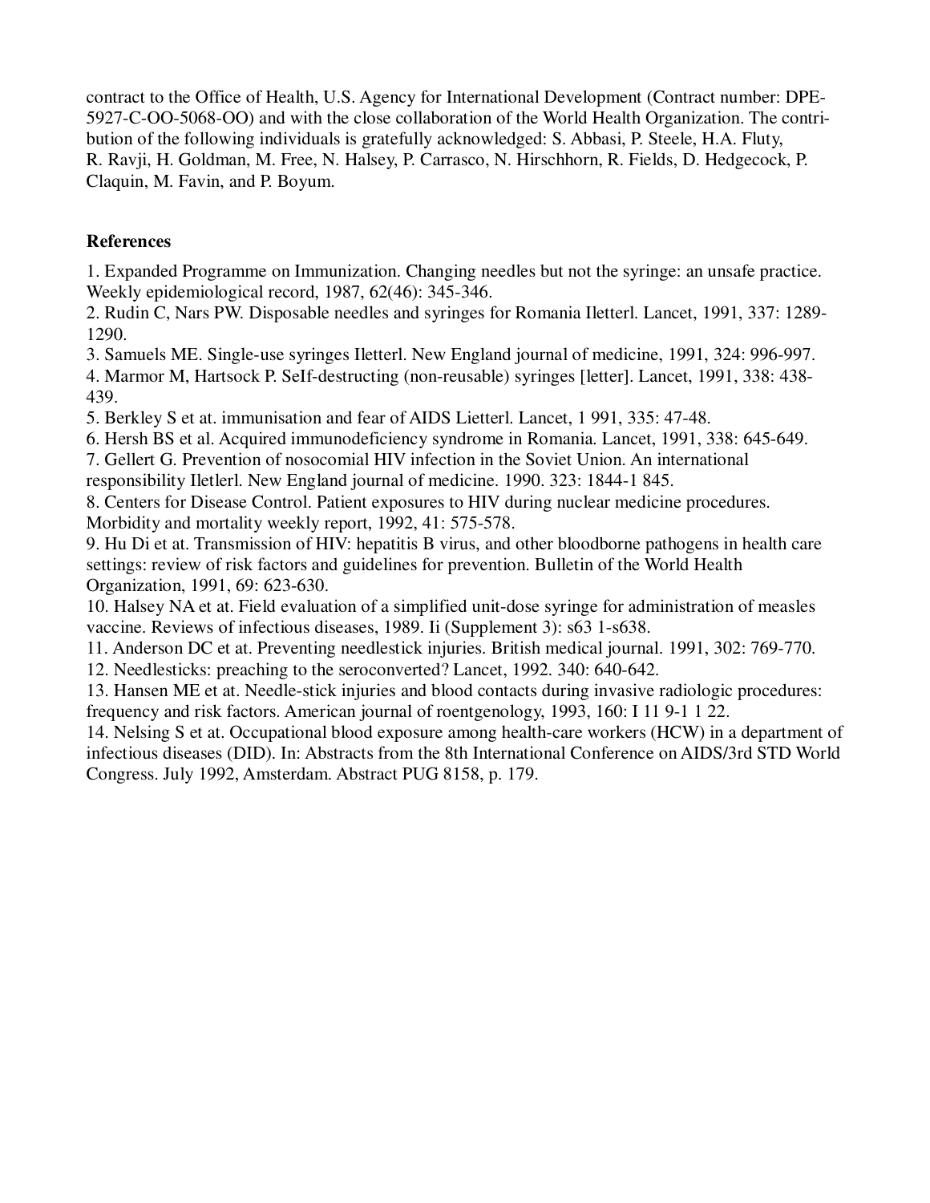contract to the Office of Health, U.S. Agency for International Development (Contract number: DPE-5927-C-OO-5068-OO) and with the close collaboration of the World Health Organization. The contribution of the following individuals is gratefully acknowledged: S. Abbasi, P. Steele, H.A. Fluty, R. Ravji, H. Goldman, M. Free, N. Halsey, P. Carrasco, N. Hirschhorn, R. Fields, D. Hedgecock, P. Claquin, M. Favin, and P. Boyum.

**References**

1. Expanded Programme on Immunization. Changing needles but not the syringe: an unsafe practice. Weekly epidemiological record, 1987, 62(46): 345-346.
2. Rudin C, Nars PW. Disposable needles and syringes for Romania Iletterl. Lancet, 1991, 337: 1289-1290.
3. Samuels ME. Single-use syringes Iletterl. New England journal of medicine, 1991, 324: 996-997.
4. Marmor M, Hartsock P. SeIf-destructing (non-reusable) syringes [letter]. Lancet, 1991, 338: 438-439.
5. Berkley S et at. immunisation and fear of AIDS Lietterl. Lancet, 1 991, 335: 47-48.
6. Hersh BS et al. Acquired immunodeficiency syndrome in Romania. Lancet, 1991, 338: 645-649.
7. Gellert G. Prevention of nosocomial HIV infection in the Soviet Union. An international responsibility Iletlerl. New England journal of medicine. 1990. 323: 1844-1 845.
8. Centers for Disease Control. Patient exposures to HIV during nuclear medicine procedures. Morbidity and mortality weekly report, 1992, 41: 575-578.
9. Hu Di et at. Transmission of HIV: hepatitis B virus, and other bloodborne pathogens in health care settings: review of risk factors and guidelines for prevention. Bulletin of the World Health Organization, 1991, 69: 623-630.
10. Halsey NA et at. Field evaluation of a simplified unit-dose syringe for administration of measles vaccine. Reviews of infectious diseases, 1989. Ii (Supplement 3): s63 1-s638.
11. Anderson DC et at. Preventing needlestick injuries. British medical journal. 1991, 302: 769-770.
12. Needlesticks: preaching to the seroconverted? Lancet, 1992. 340: 640-642.
13. Hansen ME et at. Needle-stick injuries and blood contacts during invasive radiologic procedures: frequency and risk factors. American journal of roentgenology, 1993, 160: I 11 9-1 1 22.
14. Nelsing S et at. Occupational blood exposure among health-care workers (HCW) in a department of infectious diseases (DID). In: Abstracts from the 8th International Conference on AIDS/3rd STD World Congress. July 1992, Amsterdam. Abstract PUG 8158, p. 179.